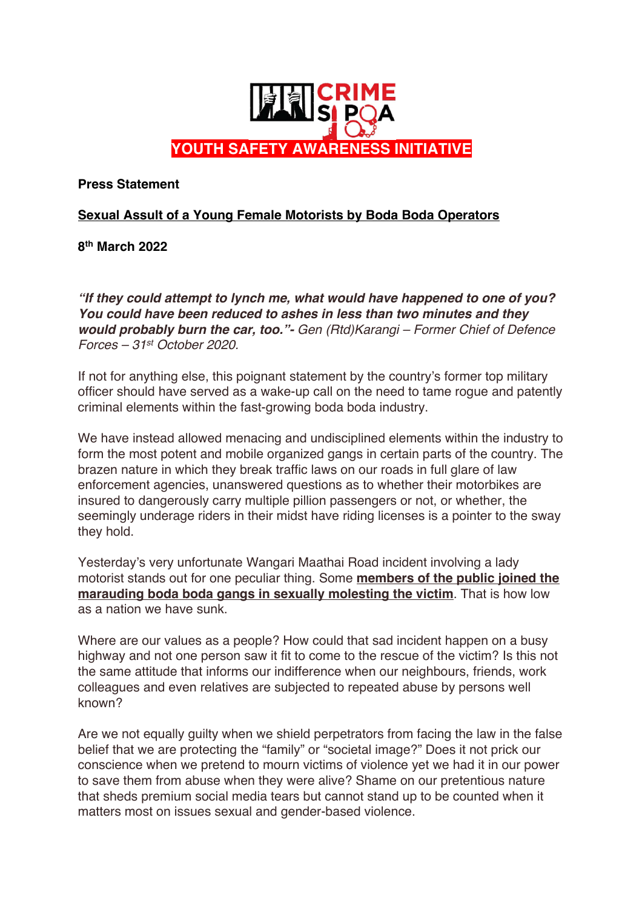CRIME SI POA

**YOUTH SAFETY AWARENESS INITIATIVE**

**Press Statement**

**<u>Sexual Assult of a Young Female Motorists by Boda Boda Operators</u>**

**8th March 2022**

***"If they could attempt to lynch me, what would have happened to one of you? You could have been reduced to ashes in less than two minutes and they would probably burn the car, too."-*** *Gen (Rtd)Karangi – Former Chief of Defence Forces – 31st October 2020.*

If not for anything else, this poignant statement by the country's former top military officer should have served as a wake-up call on the need to tame rogue and patently criminal elements within the fast-growing boda boda industry.

We have instead allowed menacing and undisciplined elements within the industry to form the most potent and mobile organized gangs in certain parts of the country. The brazen nature in which they break traffic laws on our roads in full glare of law enforcement agencies, unanswered questions as to whether their motorbikes are insured to dangerously carry multiple pillion passengers or not, or whether, the seemingly underage riders in their midst have riding licenses is a pointer to the sway they hold.

Yesterday's very unfortunate Wangari Maathai Road incident involving a lady motorist stands out for one peculiar thing. Some **<u>members of the public joined the marauding boda boda gangs in sexually molesting the victim</u>**. That is how low as a nation we have sunk.

Where are our values as a people? How could that sad incident happen on a busy highway and not one person saw it fit to come to the rescue of the victim? Is this not the same attitude that informs our indifference when our neighbours, friends, work colleagues and even relatives are subjected to repeated abuse by persons well known?

Are we not equally guilty when we shield perpetrators from facing the law in the false belief that we are protecting the "family" or "societal image?" Does it not prick our conscience when we pretend to mourn victims of violence yet we had it in our power to save them from abuse when they were alive? Shame on our pretentious nature that sheds premium social media tears but cannot stand up to be counted when it matters most on issues sexual and gender-based violence.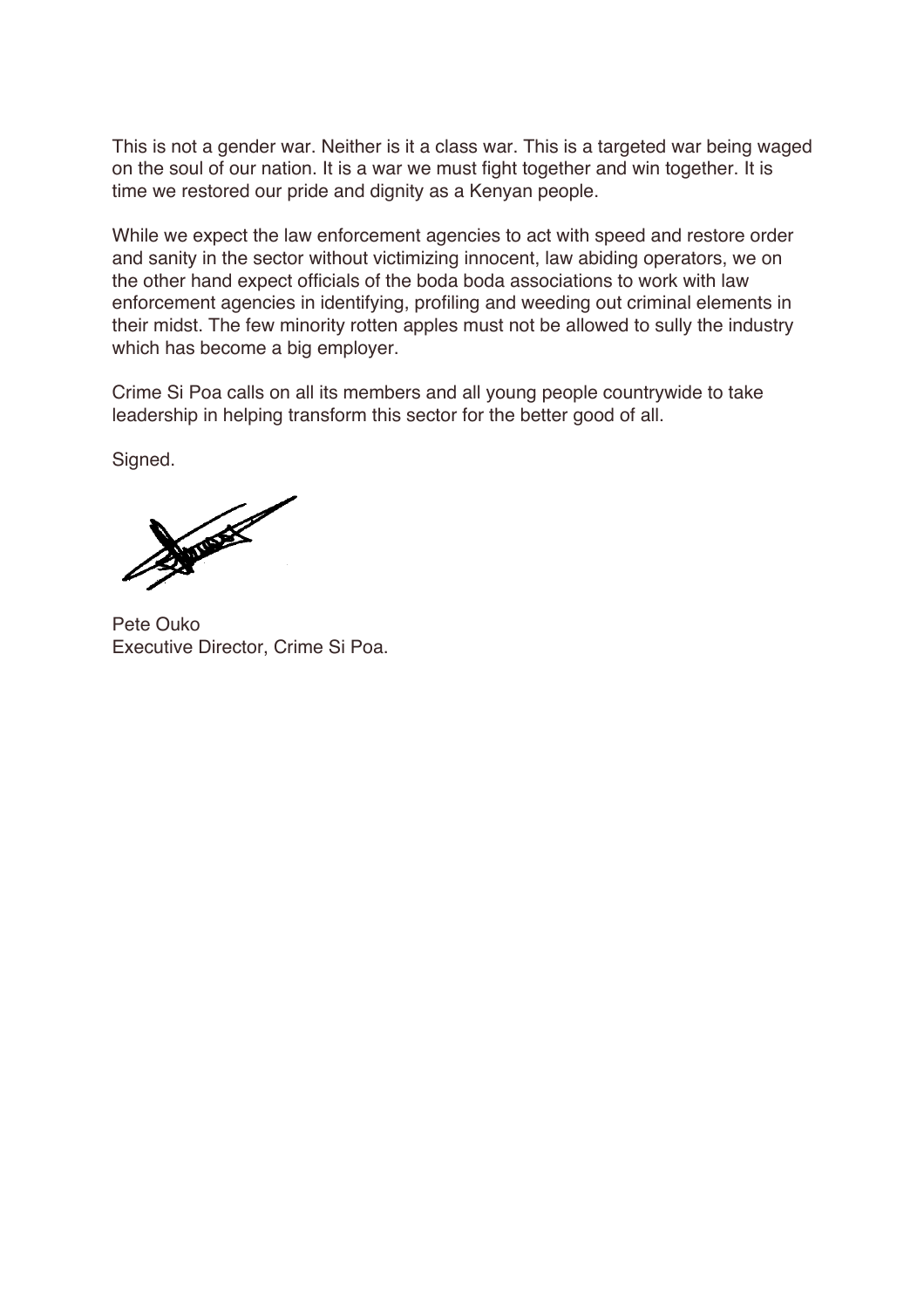This is not a gender war. Neither is it a class war. This is a targeted war being waged on the soul of our nation. It is a war we must fight together and win together. It is time we restored our pride and dignity as a Kenyan people.

While we expect the law enforcement agencies to act with speed and restore order and sanity in the sector without victimizing innocent, law abiding operators, we on the other hand expect officials of the boda boda associations to work with law enforcement agencies in identifying, profiling and weeding out criminal elements in their midst. The few minority rotten apples must not be allowed to sully the industry which has become a big employer.

Crime Si Poa calls on all its members and all young people countrywide to take leadership in helping transform this sector for the better good of all.

Signed.

Pete Ouko
Executive Director, Crime Si Poa.